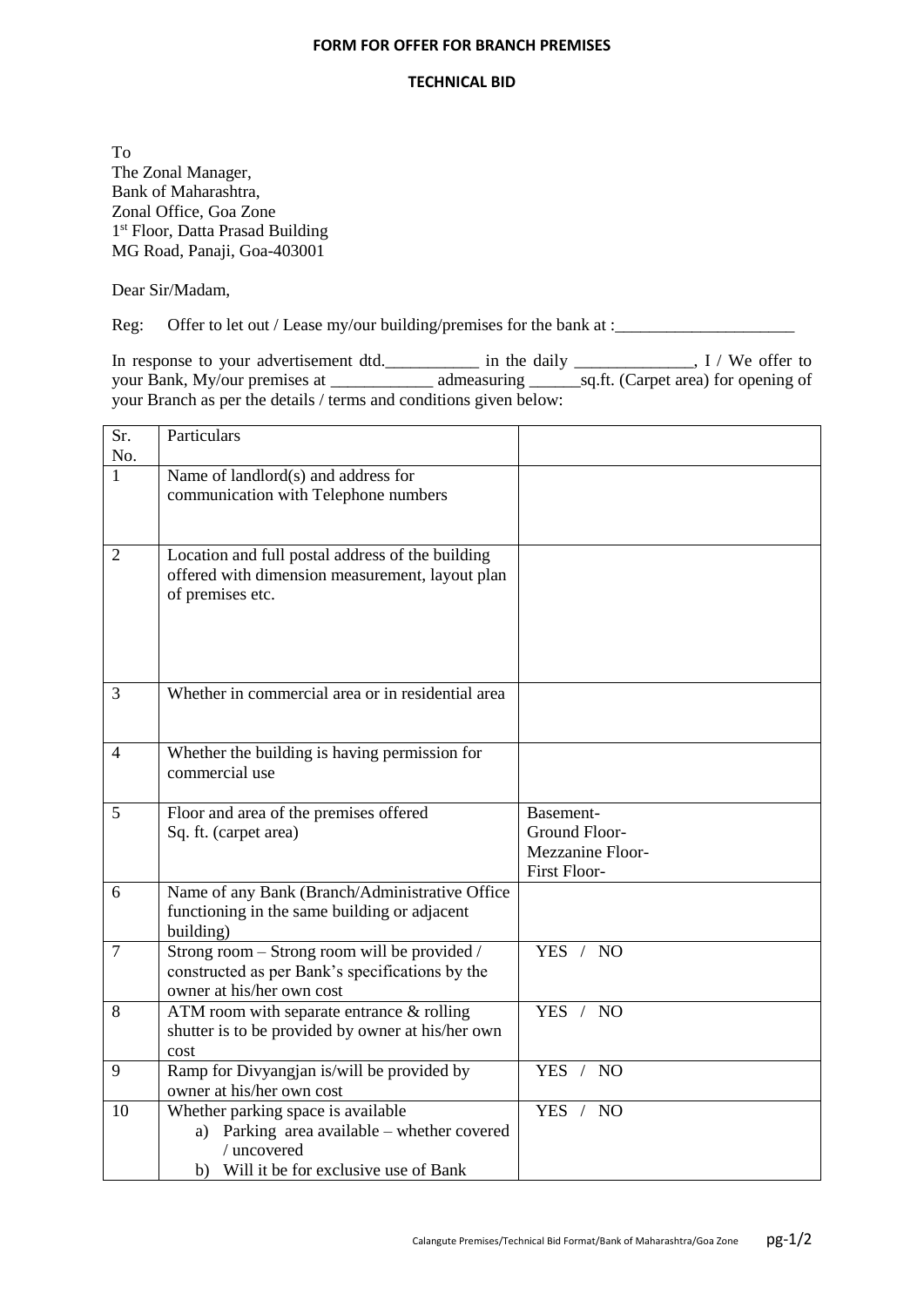# FORM FOR OFFER FOR BRANCH PREMISES

## TECHNICAL BID

To
The Zonal Manager,
Bank of Maharashtra,
Zonal Office, Goa Zone
1st Floor, Datta Prasad Building
MG Road, Panaji, Goa-403001

Dear Sir/Madam,

Reg: Offer to let out / Lease my/our building/premises for the bank at :_____________________

In response to your advertisement dtd.___________ in the daily ______________, I / We offer to your Bank, My/our premises at ____________ admeasuring ______sq.ft. (Carpet area) for opening of your Branch as per the details / terms and conditions given below:

| Sr. No. | Particulars | |
|---|---|---|
| 1 | Name of landlord(s) and address for communication with Telephone numbers | |
| 2 | Location and full postal address of the building offered with dimension measurement, layout plan of premises etc. | |
| 3 | Whether in commercial area or in residential area | |
| 4 | Whether the building is having permission for commercial use | |
| 5 | Floor and area of the premises offered Sq. ft. (carpet area) | Basement-<br>Ground Floor-<br>Mezzanine Floor-<br>First Floor- |
| 6 | Name of any Bank (Branch/Administrative Office functioning in the same building or adjacent building) | |
| 7 | Strong room – Strong room will be provided / constructed as per Bank's specifications by the owner at his/her own cost | YES / NO |
| 8 | ATM room with separate entrance & rolling shutter is to be provided by owner at his/her own cost | YES / NO |
| 9 | Ramp for Divyangjan is/will be provided by owner at his/her own cost | YES / NO |
| 10 | Whether parking space is available<br>a) Parking area available – whether covered / uncovered<br>b) Will it be for exclusive use of Bank | YES / NO |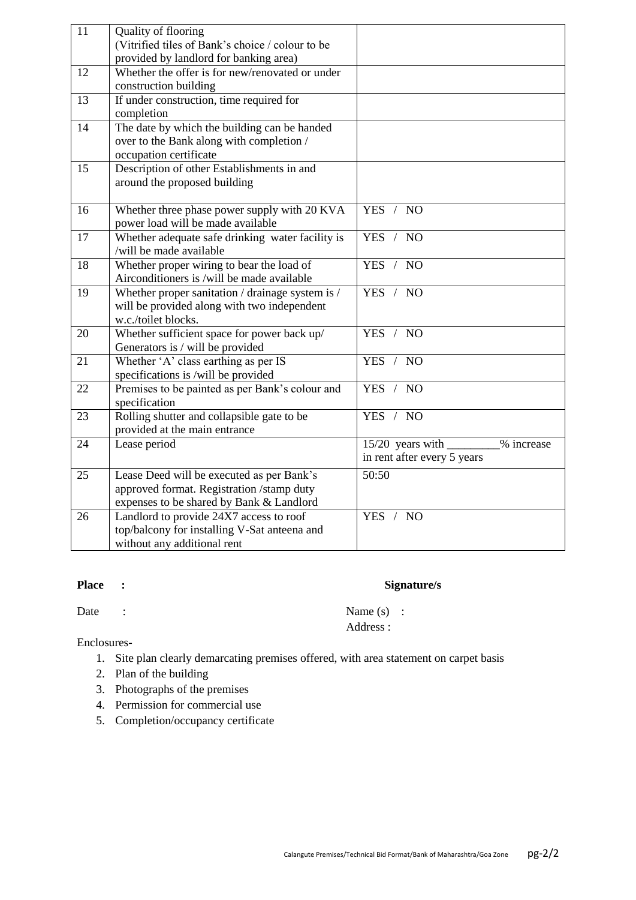| | | |
|---|---|---|
| 11 | Quality of flooring (Vitrified tiles of Bank's choice / colour to be provided by landlord for banking area) | |
| 12 | Whether the offer is for new/renovated or under construction building | |
| 13 | If under construction, time required for completion | |
| 14 | The date by which the building can be handed over to the Bank along with completion / occupation certificate | |
| 15 | Description of other Establishments in and around the proposed building | |
| 16 | Whether three phase power supply with 20 KVA power load will be made available | YES / NO |
| 17 | Whether adequate safe drinking water facility is /will be made available | YES / NO |
| 18 | Whether proper wiring to bear the load of Airconditioners is /will be made available | YES / NO |
| 19 | Whether proper sanitation / drainage system is / will be provided along with two independent w.c./toilet blocks. | YES / NO |
| 20 | Whether sufficient space for power back up/ Generators is / will be provided | YES / NO |
| 21 | Whether 'A' class earthing as per IS specifications is /will be provided | YES / NO |
| 22 | Premises to be painted as per Bank's colour and specification | YES / NO |
| 23 | Rolling shutter and collapsible gate to be provided at the main entrance | YES / NO |
| 24 | Lease period | 15/20 years with _________% increase in rent after every 5 years |
| 25 | Lease Deed will be executed as per Bank's approved format. Registration /stamp duty expenses to be shared by Bank & Landlord | 50:50 |
| 26 | Landlord to provide 24X7 access to roof top/balcony for installing V-Sat anteena and without any additional rent | YES / NO |

**Place :** **Signature/s**

Date : Name (s) :

Address :

Enclosures-

1. Site plan clearly demarcating premises offered, with area statement on carpet basis
2. Plan of the building
3. Photographs of the premises
4. Permission for commercial use
5. Completion/occupancy certificate